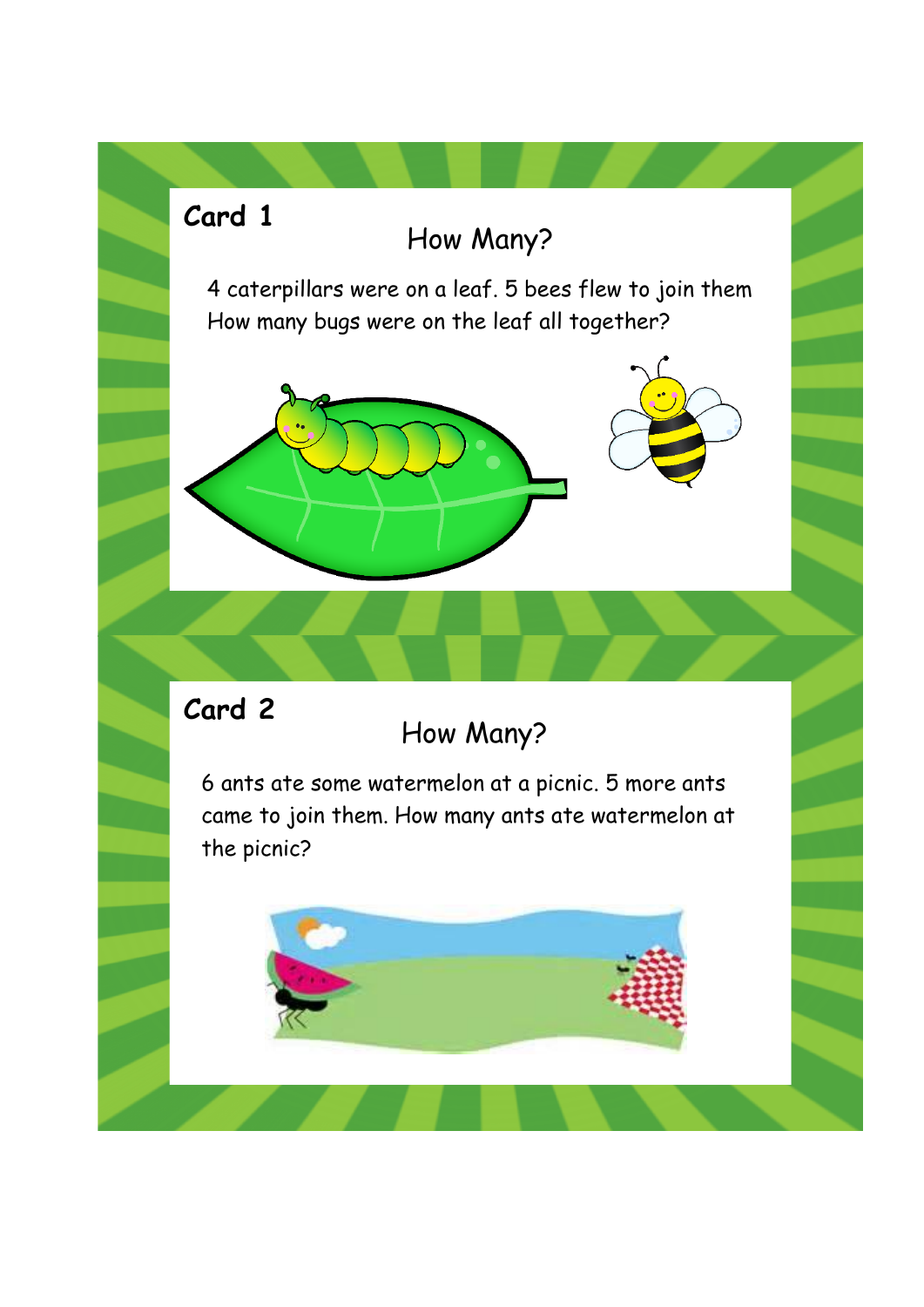## Card 1

### How Many?

4 caterpillars were on a leaf. 5 bees flew to join them How many bugs were on the leaf all together?

## Card 2

### How Many?

6 ants ate some watermelon at a picnic. 5 more ants came to join them. How many ants ate watermelon at the picnic?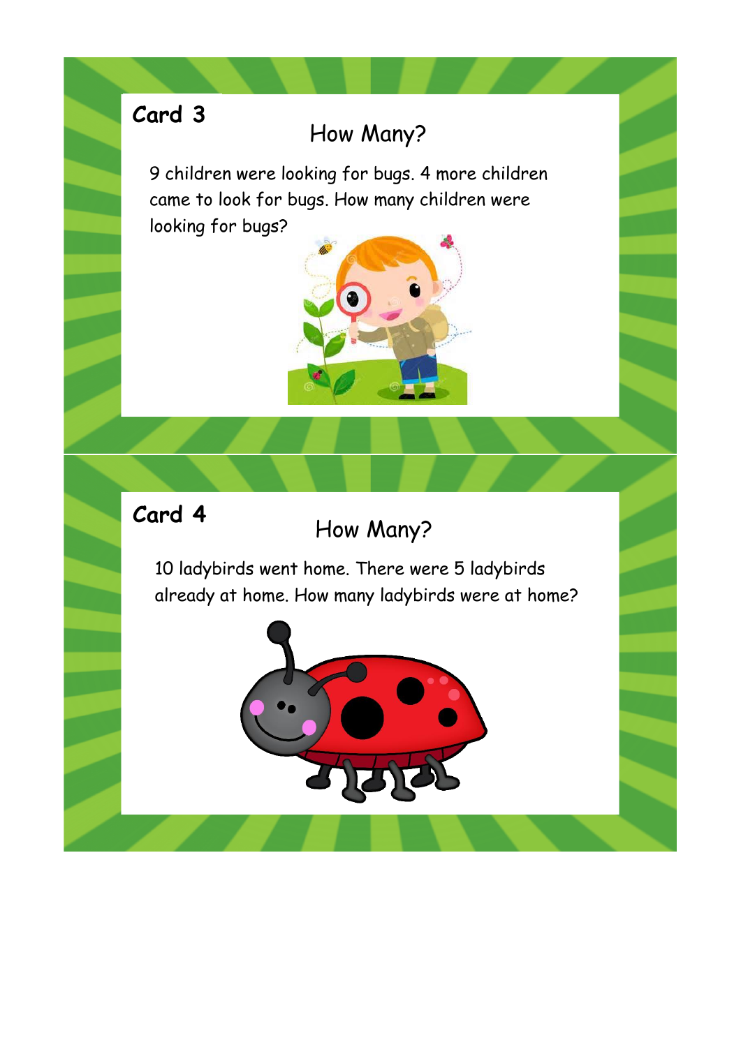**Card 3**

## How Many?

9 children were looking for bugs. 4 more children came to look for bugs. How many children were looking for bugs?

**Card 4**

## How Many?

10 ladybirds went home. There were 5 ladybirds already at home. How many ladybirds were at home?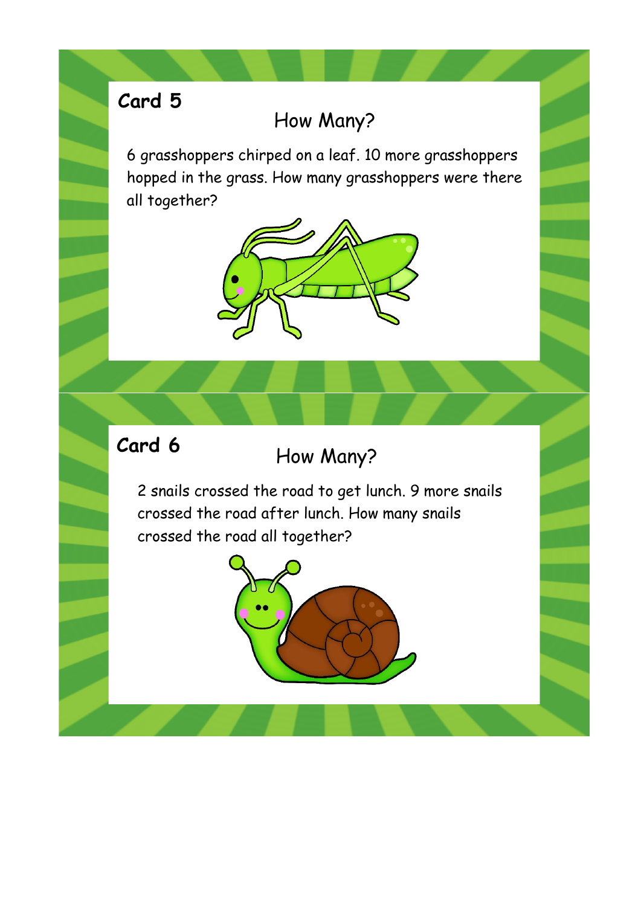**Card 5**

## How Many?

6 grasshoppers chirped on a leaf. 10 more grasshoppers hopped in the grass. How many grasshoppers were there all together?

**Card 6**

## How Many?

2 snails crossed the road to get lunch. 9 more snails crossed the road after lunch. How many snails crossed the road all together?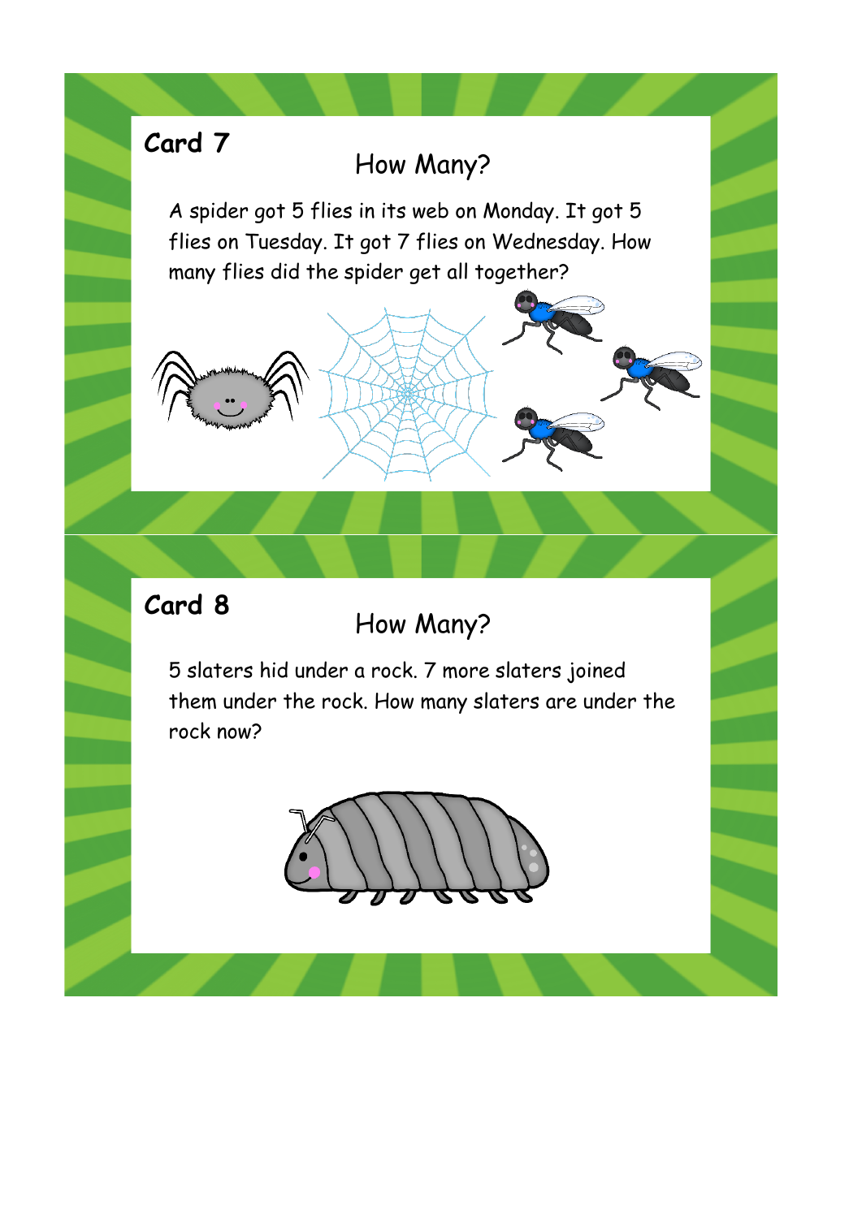## Card 7

### How Many?

A spider got 5 flies in its web on Monday. It got 5 flies on Tuesday. It got 7 flies on Wednesday. How many flies did the spider get all together?

## Card 8

### How Many?

5 slaters hid under a rock. 7 more slaters joined them under the rock. How many slaters are under the rock now?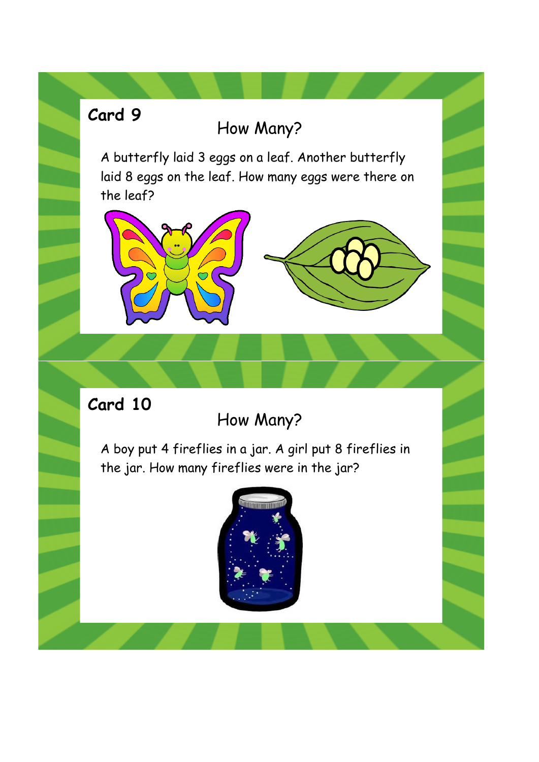**Card 9**

## How Many?

A butterfly laid 3 eggs on a leaf. Another butterfly laid 8 eggs on the leaf. How many eggs were there on the leaf?

**Card 10**

## How Many?

A boy put 4 fireflies in a jar. A girl put 8 fireflies in the jar. How many fireflies were in the jar?